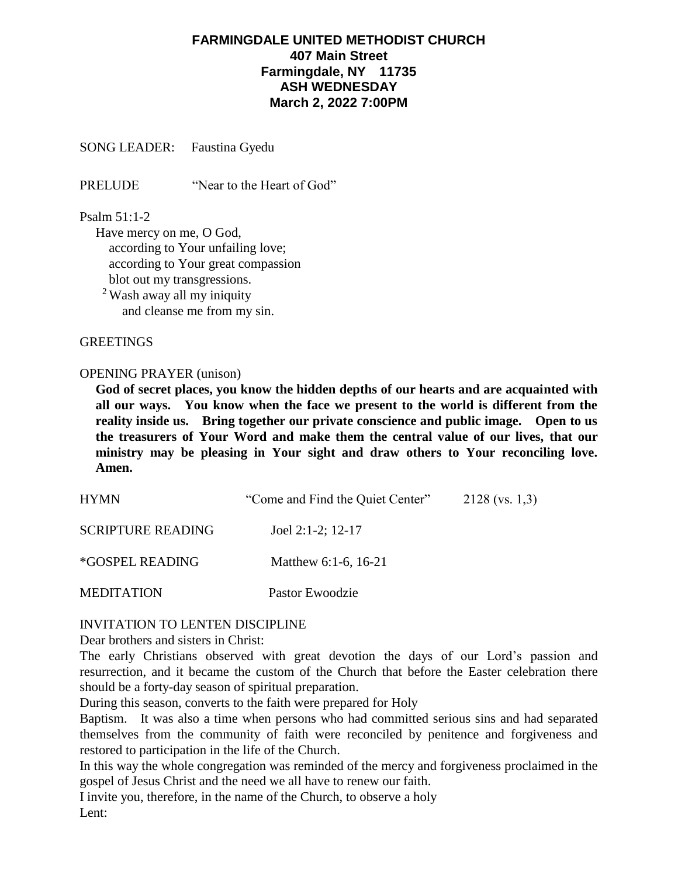**FARMINGDALE UNITED METHODIST CHURCH**
**407 Main Street**
**Farmingdale, NY 11735**
**ASH WEDNESDAY**
**March 2, 2022 7:00PM**

SONG LEADER: Faustina Gyedu

PRELUDE "Near to the Heart of God"

Psalm 51:1-2

Have mercy on me, O God,
according to Your unfailing love;
according to Your great compassion
blot out my transgressions.
[2] Wash away all my iniquity
and cleanse me from my sin.

GREETINGS

OPENING PRAYER (unison)

**God of secret places, you know the hidden depths of our hearts and are acquainted with all our ways. You know when the face we present to the world is different from the reality inside us. Bring together our private conscience and public image. Open to us the treasurers of Your Word and make them the central value of our lives, that our ministry may be pleasing in Your sight and draw others to Your reconciling love. Amen.**

HYMN "Come and Find the Quiet Center" 2128 (vs. 1,3)

SCRIPTURE READING Joel 2:1-2; 12-17

*GOSPEL READING Matthew 6:1-6, 16-21

MEDITATION Pastor Ewoodzie

INVITATION TO LENTEN DISCIPLINE

Dear brothers and sisters in Christ:

The early Christians observed with great devotion the days of our Lord's passion and resurrection, and it became the custom of the Church that before the Easter celebration there should be a forty-day season of spiritual preparation.

During this season, converts to the faith were prepared for Holy Baptism. It was also a time when persons who had committed serious sins and had separated themselves from the community of faith were reconciled by penitence and forgiveness and restored to participation in the life of the Church.

In this way the whole congregation was reminded of the mercy and forgiveness proclaimed in the gospel of Jesus Christ and the need we all have to renew our faith.

I invite you, therefore, in the name of the Church, to observe a holy Lent: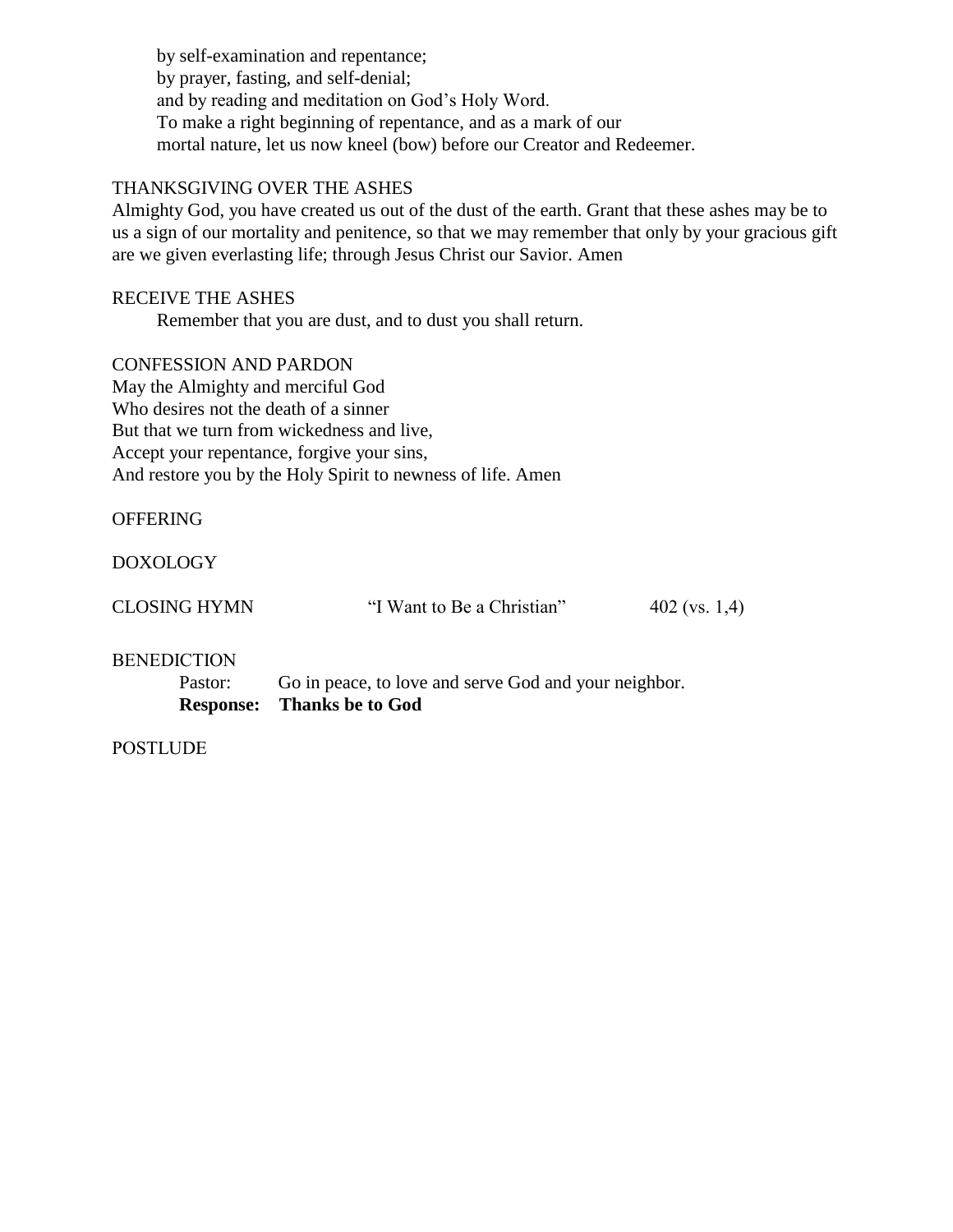by self-examination and repentance;
by prayer, fasting, and self-denial;
and by reading and meditation on God's Holy Word.
To make a right beginning of repentance, and as a mark of our
mortal nature, let us now kneel (bow) before our Creator and Redeemer.

THANKSGIVING OVER THE ASHES

Almighty God, you have created us out of the dust of the earth. Grant that these ashes may be to us a sign of our mortality and penitence, so that we may remember that only by your gracious gift are we given everlasting life; through Jesus Christ our Savior. Amen

RECEIVE THE ASHES

Remember that you are dust, and to dust you shall return.

CONFESSION AND PARDON

May the Almighty and merciful God
Who desires not the death of a sinner
But that we turn from wickedness and live,
Accept your repentance, forgive your sins,
And restore you by the Holy Spirit to newness of life. Amen

OFFERING

DOXOLOGY

CLOSING HYMN "I Want to Be a Christian" 402 (vs. 1,4)

BENEDICTION

Pastor: Go in peace, to love and serve God and your neighbor.
**Response: Thanks be to God**

POSTLUDE